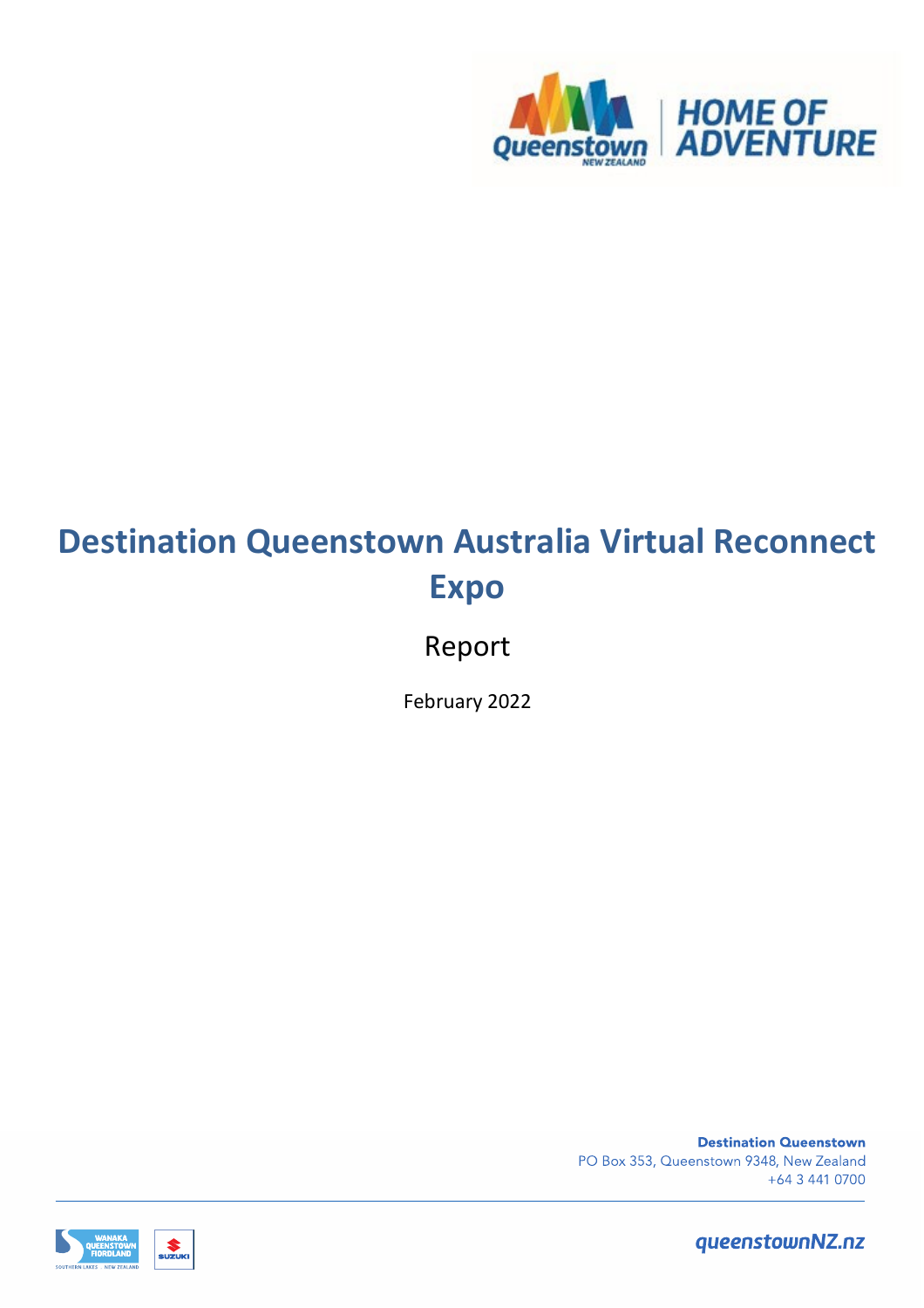# Destination Queenstown Australia Virtual Reconnect Expo

Report

February 2022

**Destination Queenstown**
PO Box 353, Queenstown 9348, New Zealand
+64 3 441 0700

queenstownNZ.nz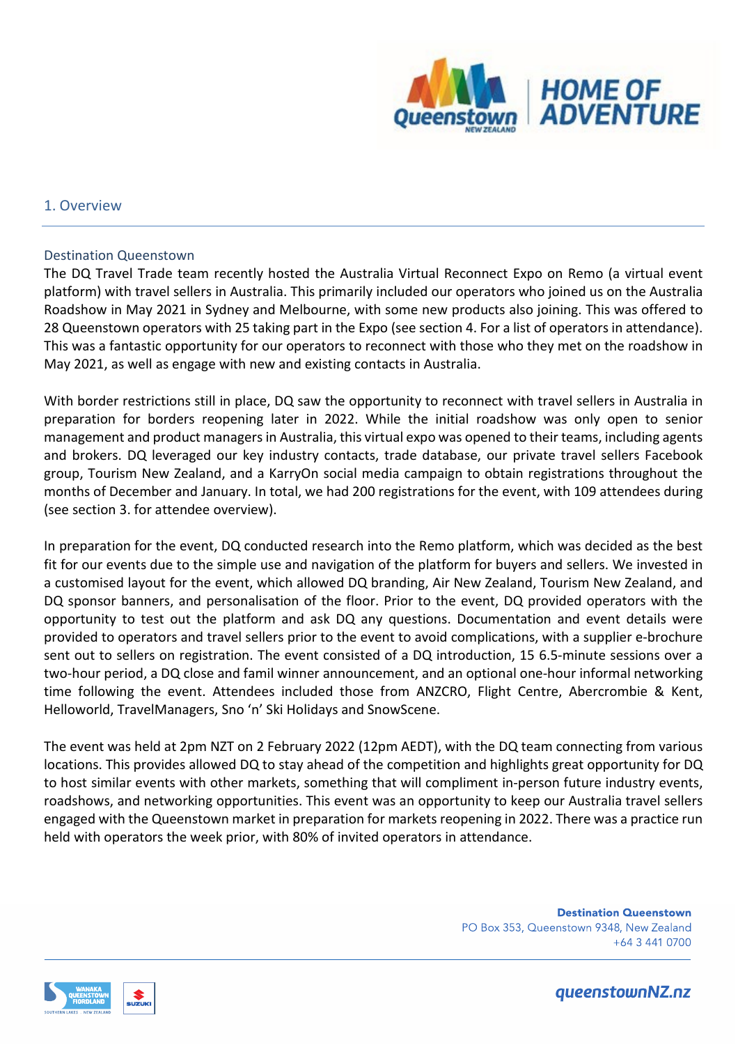## 1. Overview

### Destination Queenstown

The DQ Travel Trade team recently hosted the Australia Virtual Reconnect Expo on Remo (a virtual event platform) with travel sellers in Australia. This primarily included our operators who joined us on the Australia Roadshow in May 2021 in Sydney and Melbourne, with some new products also joining. This was offered to 28 Queenstown operators with 25 taking part in the Expo (see section 4. For a list of operators in attendance). This was a fantastic opportunity for our operators to reconnect with those who they met on the roadshow in May 2021, as well as engage with new and existing contacts in Australia.

With border restrictions still in place, DQ saw the opportunity to reconnect with travel sellers in Australia in preparation for borders reopening later in 2022. While the initial roadshow was only open to senior management and product managers in Australia, this virtual expo was opened to their teams, including agents and brokers. DQ leveraged our key industry contacts, trade database, our private travel sellers Facebook group, Tourism New Zealand, and a KarryOn social media campaign to obtain registrations throughout the months of December and January. In total, we had 200 registrations for the event, with 109 attendees during (see section 3. for attendee overview).

In preparation for the event, DQ conducted research into the Remo platform, which was decided as the best fit for our events due to the simple use and navigation of the platform for buyers and sellers. We invested in a customised layout for the event, which allowed DQ branding, Air New Zealand, Tourism New Zealand, and DQ sponsor banners, and personalisation of the floor. Prior to the event, DQ provided operators with the opportunity to test out the platform and ask DQ any questions. Documentation and event details were provided to operators and travel sellers prior to the event to avoid complications, with a supplier e-brochure sent out to sellers on registration. The event consisted of a DQ introduction, 15 6.5-minute sessions over a two-hour period, a DQ close and famil winner announcement, and an optional one-hour informal networking time following the event. Attendees included those from ANZCRO, Flight Centre, Abercrombie & Kent, Helloworld, TravelManagers, Sno 'n' Ski Holidays and SnowScene.

The event was held at 2pm NZT on 2 February 2022 (12pm AEDT), with the DQ team connecting from various locations. This provides allowed DQ to stay ahead of the competition and highlights great opportunity for DQ to host similar events with other markets, something that will compliment in-person future industry events, roadshows, and networking opportunities. This event was an opportunity to keep our Australia travel sellers engaged with the Queenstown market in preparation for markets reopening in 2022. There was a practice run held with operators the week prior, with 80% of invited operators in attendance.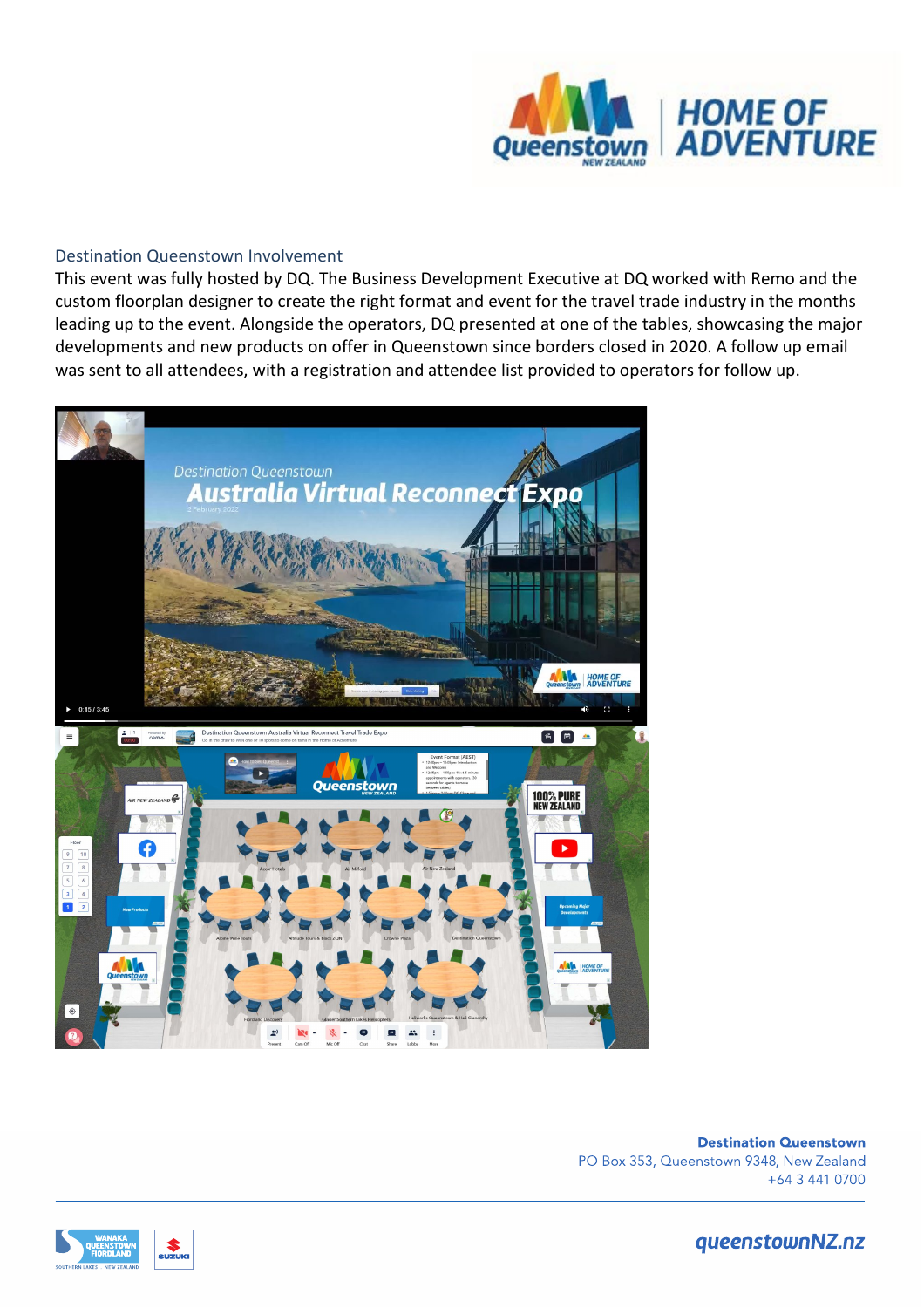## Destination Queenstown Involvement

This event was fully hosted by DQ. The Business Development Executive at DQ worked with Remo and the custom floorplan designer to create the right format and event for the travel trade industry in the months leading up to the event. Alongside the operators, DQ presented at one of the tables, showcasing the major developments and new products on offer in Queenstown since borders closed in 2020. A follow up email was sent to all attendees, with a registration and attendee list provided to operators for follow up.

**Destination Queenstown**
PO Box 353, Queenstown 9348, New Zealand
+64 3 441 0700

queenstownNZ.nz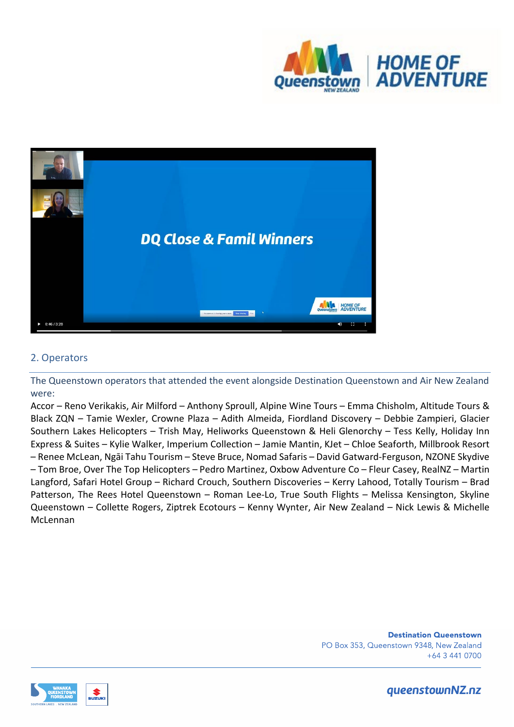## 2. Operators

The Queenstown operators that attended the event alongside Destination Queenstown and Air New Zealand were:

Accor – Reno Verikakis, Air Milford – Anthony Sproull, Alpine Wine Tours – Emma Chisholm, Altitude Tours & Black ZQN – Tamie Wexler, Crowne Plaza – Adith Almeida, Fiordland Discovery – Debbie Zampieri, Glacier Southern Lakes Helicopters – Trish May, Heliworks Queenstown & Heli Glenorchy – Tess Kelly, Holiday Inn Express & Suites – Kylie Walker, Imperium Collection – Jamie Mantin, KJet – Chloe Seaforth, Millbrook Resort – Renee McLean, Ngāi Tahu Tourism – Steve Bruce, Nomad Safaris – David Gatward-Ferguson, NZONE Skydive – Tom Broe, Over The Top Helicopters – Pedro Martinez, Oxbow Adventure Co – Fleur Casey, RealNZ – Martin Langford, Safari Hotel Group – Richard Crouch, Southern Discoveries – Kerry Lahood, Totally Tourism – Brad Patterson, The Rees Hotel Queenstown – Roman Lee-Lo, True South Flights – Melissa Kensington, Skyline Queenstown – Collette Rogers, Ziptrek Ecotours – Kenny Wynter, Air New Zealand – Nick Lewis & Michelle McLennan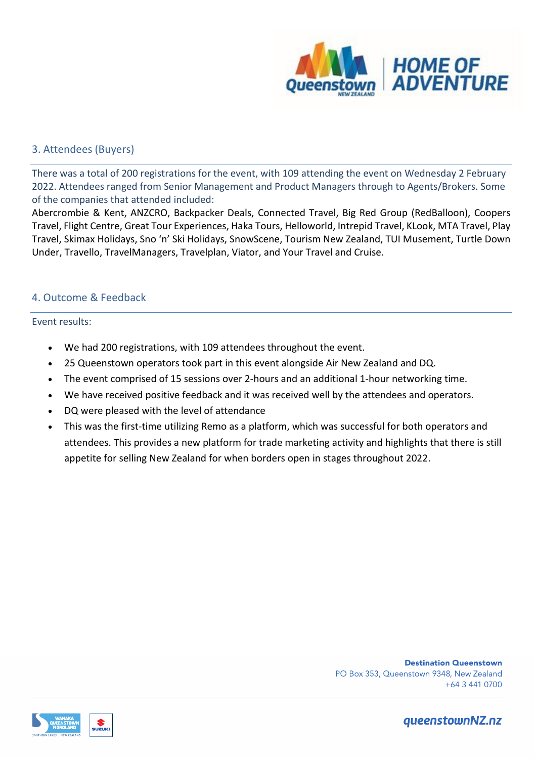## 3. Attendees (Buyers)

There was a total of 200 registrations for the event, with 109 attending the event on Wednesday 2 February 2022. Attendees ranged from Senior Management and Product Managers through to Agents/Brokers. Some of the companies that attended included:

Abercrombie & Kent, ANZCRO, Backpacker Deals, Connected Travel, Big Red Group (RedBalloon), Coopers Travel, Flight Centre, Great Tour Experiences, Haka Tours, Helloworld, Intrepid Travel, KLook, MTA Travel, Play Travel, Skimax Holidays, Sno 'n' Ski Holidays, SnowScene, Tourism New Zealand, TUI Musement, Turtle Down Under, Travello, TravelManagers, Travelplan, Viator, and Your Travel and Cruise.

## 4. Outcome & Feedback

Event results:

- We had 200 registrations, with 109 attendees throughout the event.
- 25 Queenstown operators took part in this event alongside Air New Zealand and DQ.
- The event comprised of 15 sessions over 2-hours and an additional 1-hour networking time.
- We have received positive feedback and it was received well by the attendees and operators.
- DQ were pleased with the level of attendance
- This was the first-time utilizing Remo as a platform, which was successful for both operators and attendees. This provides a new platform for trade marketing activity and highlights that there is still appetite for selling New Zealand for when borders open in stages throughout 2022.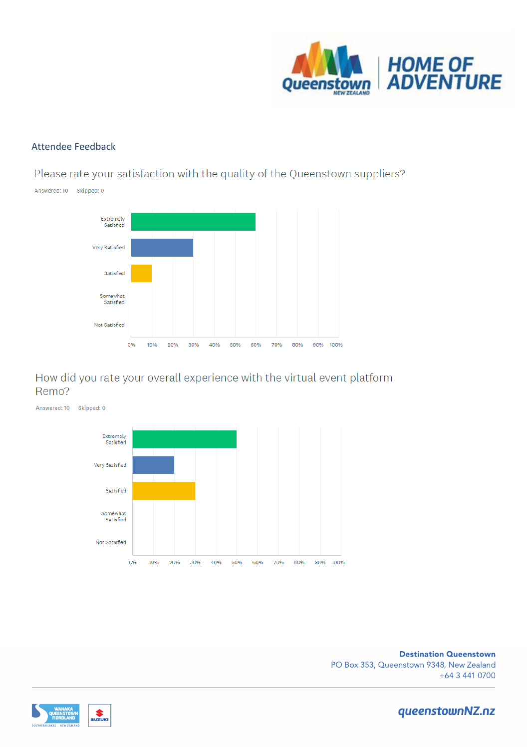## Attendee Feedback

### Please rate your satisfaction with the quality of the Queenstown suppliers?

Answered: 10   Skipped: 0

| Response | Percentage |
|---|---|
| Extremely Satisfied | 60% |
| Very Satisfied | 30% |
| Satisfied | 10% |
| Somewhat Satisfied | 0% |
| Not Satisfied | 0% |

### How did you rate your overall experience with the virtual event platform Remo?

Answered: 10   Skipped: 0

| Response | Percentage |
|---|---|
| Extremely Satisfied | 50% |
| Very Satisfied | 20% |
| Satisfied | 30% |
| Somewhat Satisfied | 0% |
| Not Satisfied | 0% |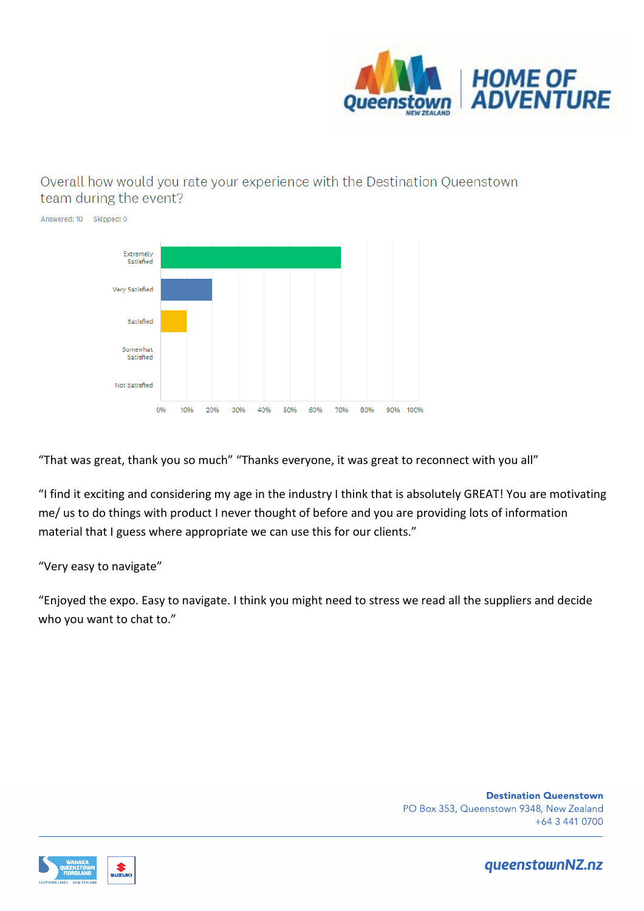Overall how would you rate your experience with the Destination Queenstown team during the event?

Answered: 10 Skipped: 0

| Response | Percentage |
|---|---|
| Extremely Satisfied | 70% |
| Very Satisfied | 20% |
| Satisfied | 10% |
| Somewhat Satisfied | 0% |
| Not Satisfied | 0% |

"That was great, thank you so much" "Thanks everyone, it was great to reconnect with you all"

"I find it exciting and considering my age in the industry I think that is absolutely GREAT! You are motivating me/ us to do things with product I never thought of before and you are providing lots of information material that I guess where appropriate we can use this for our clients."

"Very easy to navigate"

"Enjoyed the expo. Easy to navigate. I think you might need to stress we read all the suppliers and decide who you want to chat to."

**Destination Queenstown**
PO Box 353, Queenstown 9348, New Zealand
+64 3 441 0700

queenstownNZ.nz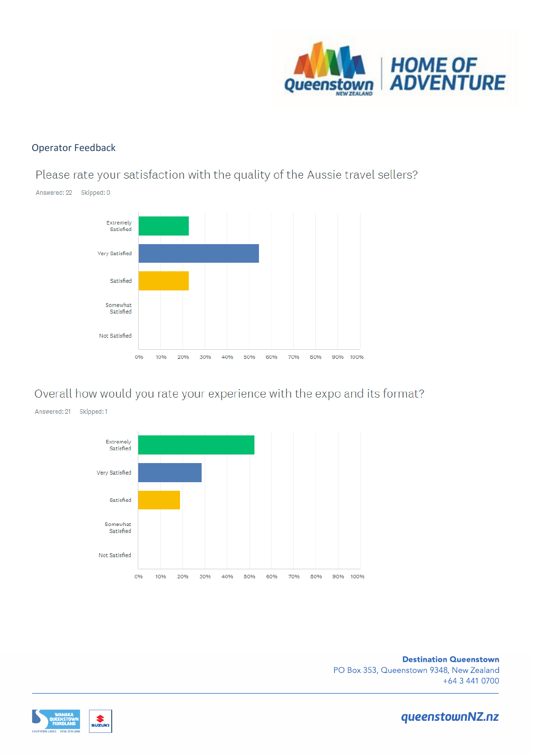Operator Feedback

## Please rate your satisfaction with the quality of the Aussie travel sellers?

Answered: 22 Skipped: 0

| Response | Percentage |
| --- | --- |
| Extremely Satisfied | ~23% |
| Very Satisfied | ~55% |
| Satisfied | ~23% |
| Somewhat Satisfied | 0% |
| Not Satisfied | 0% |

## Overall how would you rate your experience with the expo and its format?

Answered: 21 Skipped: 1

| Response | Percentage |
| --- | --- |
| Extremely Satisfied | ~52% |
| Very Satisfied | ~29% |
| Satisfied | ~19% |
| Somewhat Satisfied | 0% |
| Not Satisfied | 0% |

**Destination Queenstown**
PO Box 353, Queenstown 9348, New Zealand
+64 3 441 0700

queenstownNZ.nz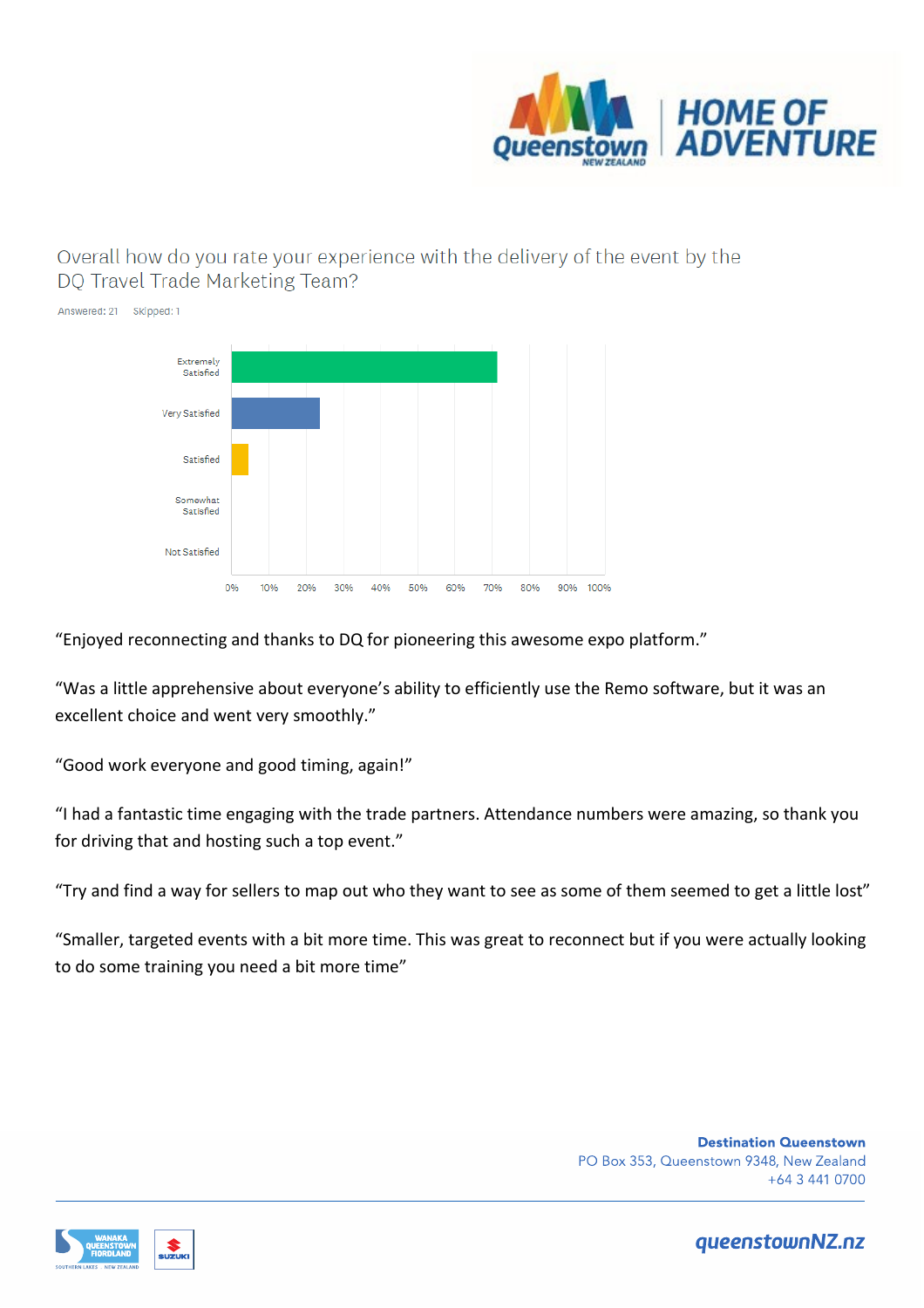Overall how do you rate your experience with the delivery of the event by the DQ Travel Trade Marketing Team?

Answered: 21 Skipped: 1

“Enjoyed reconnecting and thanks to DQ for pioneering this awesome expo platform.”

“Was a little apprehensive about everyone’s ability to efficiently use the Remo software, but it was an excellent choice and went very smoothly.”

“Good work everyone and good timing, again!”

“I had a fantastic time engaging with the trade partners. Attendance numbers were amazing, so thank you for driving that and hosting such a top event.”

“Try and find a way for sellers to map out who they want to see as some of them seemed to get a little lost”

“Smaller, targeted events with a bit more time. This was great to reconnect but if you were actually looking to do some training you need a bit more time”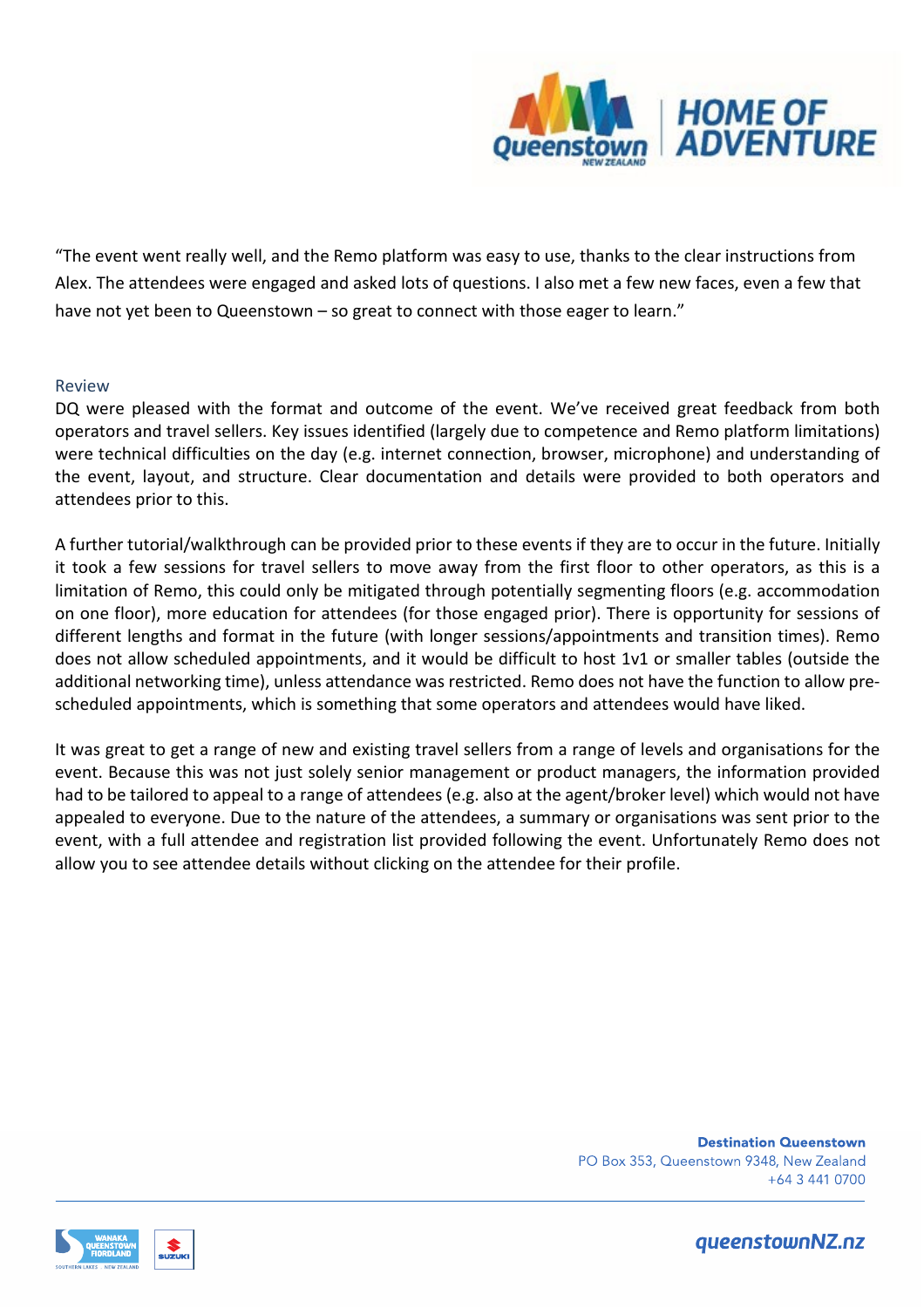"The event went really well, and the Remo platform was easy to use, thanks to the clear instructions from Alex. The attendees were engaged and asked lots of questions. I also met a few new faces, even a few that have not yet been to Queenstown – so great to connect with those eager to learn."

### Review

DQ were pleased with the format and outcome of the event. We've received great feedback from both operators and travel sellers. Key issues identified (largely due to competence and Remo platform limitations) were technical difficulties on the day (e.g. internet connection, browser, microphone) and understanding of the event, layout, and structure. Clear documentation and details were provided to both operators and attendees prior to this.

A further tutorial/walkthrough can be provided prior to these events if they are to occur in the future. Initially it took a few sessions for travel sellers to move away from the first floor to other operators, as this is a limitation of Remo, this could only be mitigated through potentially segmenting floors (e.g. accommodation on one floor), more education for attendees (for those engaged prior). There is opportunity for sessions of different lengths and format in the future (with longer sessions/appointments and transition times). Remo does not allow scheduled appointments, and it would be difficult to host 1v1 or smaller tables (outside the additional networking time), unless attendance was restricted. Remo does not have the function to allow pre-scheduled appointments, which is something that some operators and attendees would have liked.

It was great to get a range of new and existing travel sellers from a range of levels and organisations for the event. Because this was not just solely senior management or product managers, the information provided had to be tailored to appeal to a range of attendees (e.g. also at the agent/broker level) which would not have appealed to everyone. Due to the nature of the attendees, a summary or organisations was sent prior to the event, with a full attendee and registration list provided following the event. Unfortunately Remo does not allow you to see attendee details without clicking on the attendee for their profile.